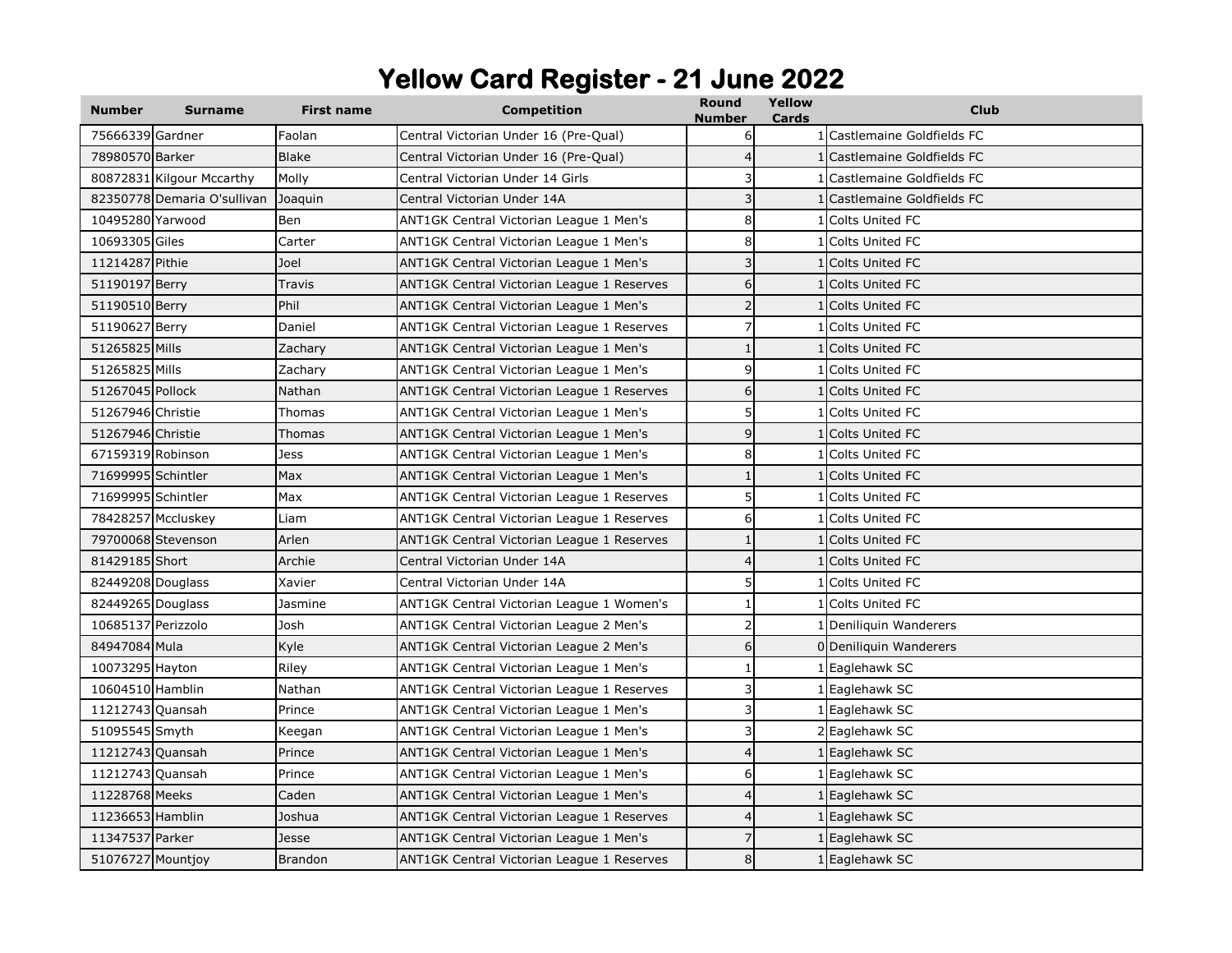# Yellow Card Register - 21 June 2022

| Number | Surname | First name | Competition | Round Number | Yellow Cards | Club |
|---|---|---|---|---|---|---|
| 75666339 | Gardner | Faolan | Central Victorian Under 16 (Pre-Qual) | 6 | 1 | Castlemaine Goldfields FC |
| 78980570 | Barker | Blake | Central Victorian Under 16 (Pre-Qual) | 4 | 1 | Castlemaine Goldfields FC |
| 80872831 | Kilgour Mccarthy | Molly | Central Victorian Under 14 Girls | 3 | 1 | Castlemaine Goldfields FC |
| 82350778 | Demaria O'sullivan | Joaquin | Central Victorian Under 14A | 3 | 1 | Castlemaine Goldfields FC |
| 10495280 | Yarwood | Ben | ANT1GK Central Victorian League 1 Men's | 8 | 1 | Colts United FC |
| 10693305 | Giles | Carter | ANT1GK Central Victorian League 1 Men's | 8 | 1 | Colts United FC |
| 11214287 | Pithie | Joel | ANT1GK Central Victorian League 1 Men's | 3 | 1 | Colts United FC |
| 51190197 | Berry | Travis | ANT1GK Central Victorian League 1 Reserves | 6 | 1 | Colts United FC |
| 51190510 | Berry | Phil | ANT1GK Central Victorian League 1 Men's | 2 | 1 | Colts United FC |
| 51190627 | Berry | Daniel | ANT1GK Central Victorian League 1 Reserves | 7 | 1 | Colts United FC |
| 51265825 | Mills | Zachary | ANT1GK Central Victorian League 1 Men's | 1 | 1 | Colts United FC |
| 51265825 | Mills | Zachary | ANT1GK Central Victorian League 1 Men's | 9 | 1 | Colts United FC |
| 51267045 | Pollock | Nathan | ANT1GK Central Victorian League 1 Reserves | 6 | 1 | Colts United FC |
| 51267946 | Christie | Thomas | ANT1GK Central Victorian League 1 Men's | 5 | 1 | Colts United FC |
| 51267946 | Christie | Thomas | ANT1GK Central Victorian League 1 Men's | 9 | 1 | Colts United FC |
| 67159319 | Robinson | Jess | ANT1GK Central Victorian League 1 Men's | 8 | 1 | Colts United FC |
| 71699995 | Schintler | Max | ANT1GK Central Victorian League 1 Men's | 1 | 1 | Colts United FC |
| 71699995 | Schintler | Max | ANT1GK Central Victorian League 1 Reserves | 5 | 1 | Colts United FC |
| 78428257 | Mccluskey | Liam | ANT1GK Central Victorian League 1 Reserves | 6 | 1 | Colts United FC |
| 79700068 | Stevenson | Arlen | ANT1GK Central Victorian League 1 Reserves | 1 | 1 | Colts United FC |
| 81429185 | Short | Archie | Central Victorian Under 14A | 4 | 1 | Colts United FC |
| 82449208 | Douglass | Xavier | Central Victorian Under 14A | 5 | 1 | Colts United FC |
| 82449265 | Douglass | Jasmine | ANT1GK Central Victorian League 1 Women's | 1 | 1 | Colts United FC |
| 10685137 | Perizzolo | Josh | ANT1GK Central Victorian League 2 Men's | 2 | 1 | Deniliquin Wanderers |
| 84947084 | Mula | Kyle | ANT1GK Central Victorian League 2 Men's | 6 | 0 | Deniliquin Wanderers |
| 10073295 | Hayton | Riley | ANT1GK Central Victorian League 1 Men's | 1 | 1 | Eaglehawk SC |
| 10604510 | Hamblin | Nathan | ANT1GK Central Victorian League 1 Reserves | 3 | 1 | Eaglehawk SC |
| 11212743 | Quansah | Prince | ANT1GK Central Victorian League 1 Men's | 3 | 1 | Eaglehawk SC |
| 51095545 | Smyth | Keegan | ANT1GK Central Victorian League 1 Men's | 3 | 2 | Eaglehawk SC |
| 11212743 | Quansah | Prince | ANT1GK Central Victorian League 1 Men's | 4 | 1 | Eaglehawk SC |
| 11212743 | Quansah | Prince | ANT1GK Central Victorian League 1 Men's | 6 | 1 | Eaglehawk SC |
| 11228768 | Meeks | Caden | ANT1GK Central Victorian League 1 Men's | 4 | 1 | Eaglehawk SC |
| 11236653 | Hamblin | Joshua | ANT1GK Central Victorian League 1 Reserves | 4 | 1 | Eaglehawk SC |
| 11347537 | Parker | Jesse | ANT1GK Central Victorian League 1 Men's | 7 | 1 | Eaglehawk SC |
| 51076727 | Mountjoy | Brandon | ANT1GK Central Victorian League 1 Reserves | 8 | 1 | Eaglehawk SC |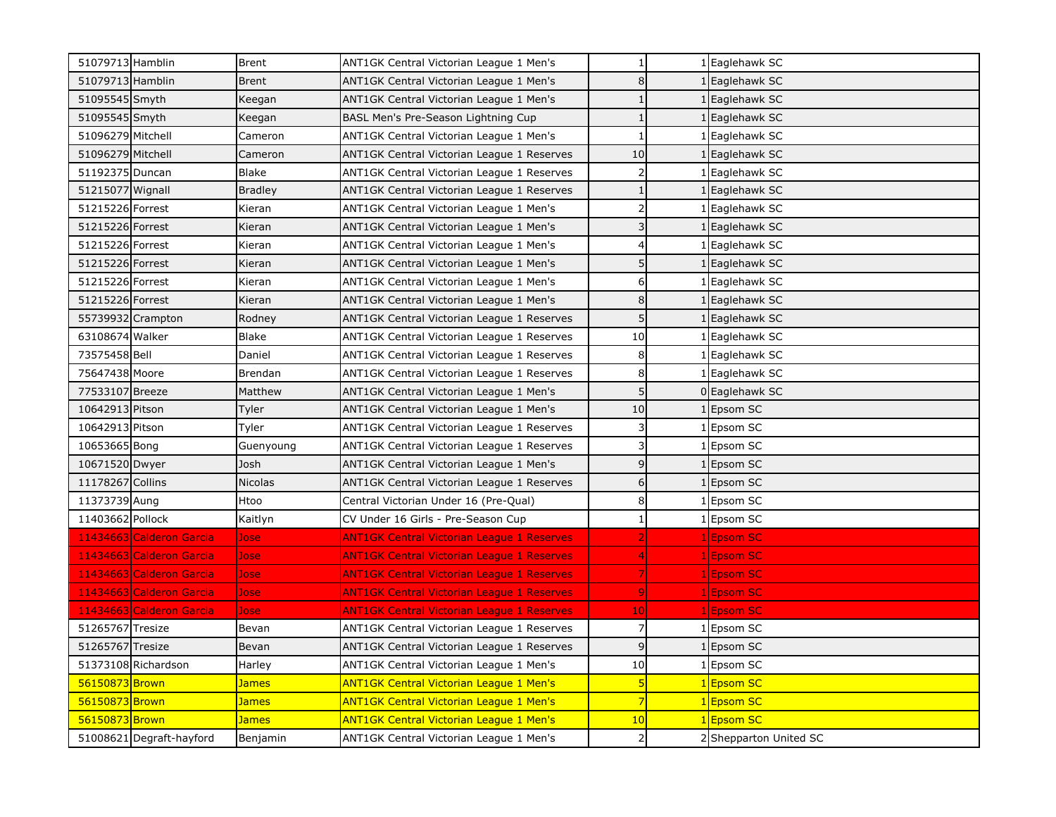| | | | | | | |
|---|---|---|---|---|---|---|
| 51079713 | Hamblin | Brent | ANT1GK Central Victorian League 1 Men's | 1 | 1 | Eaglehawk SC |
| 51079713 | Hamblin | Brent | ANT1GK Central Victorian League 1 Men's | 8 | 1 | Eaglehawk SC |
| 51095545 | Smyth | Keegan | ANT1GK Central Victorian League 1 Men's | 1 | 1 | Eaglehawk SC |
| 51095545 | Smyth | Keegan | BASL Men's Pre-Season Lightning Cup | 1 | 1 | Eaglehawk SC |
| 51096279 | Mitchell | Cameron | ANT1GK Central Victorian League 1 Men's | 1 | 1 | Eaglehawk SC |
| 51096279 | Mitchell | Cameron | ANT1GK Central Victorian League 1 Reserves | 10 | 1 | Eaglehawk SC |
| 51192375 | Duncan | Blake | ANT1GK Central Victorian League 1 Reserves | 2 | 1 | Eaglehawk SC |
| 51215077 | Wignall | Bradley | ANT1GK Central Victorian League 1 Reserves | 1 | 1 | Eaglehawk SC |
| 51215226 | Forrest | Kieran | ANT1GK Central Victorian League 1 Men's | 2 | 1 | Eaglehawk SC |
| 51215226 | Forrest | Kieran | ANT1GK Central Victorian League 1 Men's | 3 | 1 | Eaglehawk SC |
| 51215226 | Forrest | Kieran | ANT1GK Central Victorian League 1 Men's | 4 | 1 | Eaglehawk SC |
| 51215226 | Forrest | Kieran | ANT1GK Central Victorian League 1 Men's | 5 | 1 | Eaglehawk SC |
| 51215226 | Forrest | Kieran | ANT1GK Central Victorian League 1 Men's | 6 | 1 | Eaglehawk SC |
| 51215226 | Forrest | Kieran | ANT1GK Central Victorian League 1 Men's | 8 | 1 | Eaglehawk SC |
| 55739932 | Crampton | Rodney | ANT1GK Central Victorian League 1 Reserves | 5 | 1 | Eaglehawk SC |
| 63108674 | Walker | Blake | ANT1GK Central Victorian League 1 Reserves | 10 | 1 | Eaglehawk SC |
| 73575458 | Bell | Daniel | ANT1GK Central Victorian League 1 Reserves | 8 | 1 | Eaglehawk SC |
| 75647438 | Moore | Brendan | ANT1GK Central Victorian League 1 Reserves | 8 | 1 | Eaglehawk SC |
| 77533107 | Breeze | Matthew | ANT1GK Central Victorian League 1 Men's | 5 | 0 | Eaglehawk SC |
| 10642913 | Pitson | Tyler | ANT1GK Central Victorian League 1 Men's | 10 | 1 | Epsom SC |
| 10642913 | Pitson | Tyler | ANT1GK Central Victorian League 1 Reserves | 3 | 1 | Epsom SC |
| 10653665 | Bong | Guenyoung | ANT1GK Central Victorian League 1 Reserves | 3 | 1 | Epsom SC |
| 10671520 | Dwyer | Josh | ANT1GK Central Victorian League 1 Men's | 9 | 1 | Epsom SC |
| 11178267 | Collins | Nicolas | ANT1GK Central Victorian League 1 Reserves | 6 | 1 | Epsom SC |
| 11373739 | Aung | Htoo | Central Victorian Under 16 (Pre-Qual) | 8 | 1 | Epsom SC |
| 11403662 | Pollock | Kaitlyn | CV Under 16 Girls - Pre-Season Cup | 1 | 1 | Epsom SC |
| 11434663 | Calderon Garcia | Jose | ANT1GK Central Victorian League 1 Reserves | 2 | 1 | Epsom SC |
| 11434663 | Calderon Garcia | Jose | ANT1GK Central Victorian League 1 Reserves | 4 | 1 | Epsom SC |
| 11434663 | Calderon Garcia | Jose | ANT1GK Central Victorian League 1 Reserves | 7 | 1 | Epsom SC |
| 11434663 | Calderon Garcia | Jose | ANT1GK Central Victorian League 1 Reserves | 9 | 1 | Epsom SC |
| 11434663 | Calderon Garcia | Jose | ANT1GK Central Victorian League 1 Reserves | 10 | 1 | Epsom SC |
| 51265767 | Tresize | Bevan | ANT1GK Central Victorian League 1 Reserves | 7 | 1 | Epsom SC |
| 51265767 | Tresize | Bevan | ANT1GK Central Victorian League 1 Reserves | 9 | 1 | Epsom SC |
| 51373108 | Richardson | Harley | ANT1GK Central Victorian League 1 Men's | 10 | 1 | Epsom SC |
| 56150873 | Brown | James | ANT1GK Central Victorian League 1 Men's | 5 | 1 | Epsom SC |
| 56150873 | Brown | James | ANT1GK Central Victorian League 1 Men's | 7 | 1 | Epsom SC |
| 56150873 | Brown | James | ANT1GK Central Victorian League 1 Men's | 10 | 1 | Epsom SC |
| 51008621 | Degraft-hayford | Benjamin | ANT1GK Central Victorian League 1 Men's | 2 | 2 | Shepparton United SC |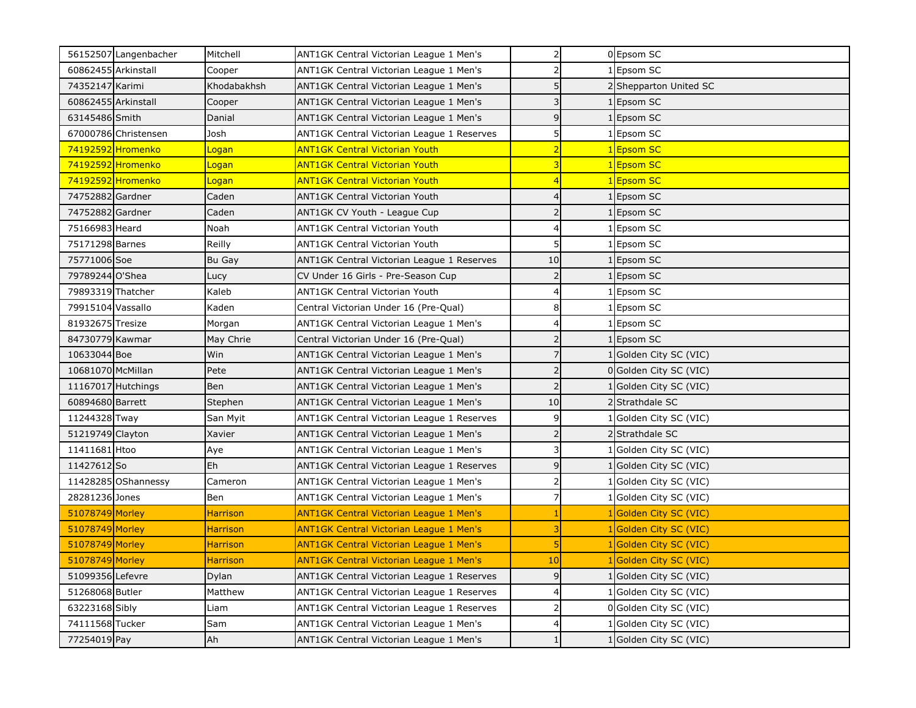| | | | | | | |
|---|---|---|---|---|---|---|
| 56152507 | Langenbacher | Mitchell | ANT1GK Central Victorian League 1 Men's | 2 | 0 | Epsom SC |
| 60862455 | Arkinstall | Cooper | ANT1GK Central Victorian League 1 Men's | 2 | 1 | Epsom SC |
| 74352147 | Karimi | Khodabakhsh | ANT1GK Central Victorian League 1 Men's | 5 | 2 | Shepparton United SC |
| 60862455 | Arkinstall | Cooper | ANT1GK Central Victorian League 1 Men's | 3 | 1 | Epsom SC |
| 63145486 | Smith | Danial | ANT1GK Central Victorian League 1 Men's | 9 | 1 | Epsom SC |
| 67000786 | Christensen | Josh | ANT1GK Central Victorian League 1 Reserves | 5 | 1 | Epsom SC |
| 74192592 | Hromenko | Logan | ANT1GK Central Victorian Youth | 2 | 1 | Epsom SC |
| 74192592 | Hromenko | Logan | ANT1GK Central Victorian Youth | 3 | 1 | Epsom SC |
| 74192592 | Hromenko | Logan | ANT1GK Central Victorian Youth | 4 | 1 | Epsom SC |
| 74752882 | Gardner | Caden | ANT1GK Central Victorian Youth | 4 | 1 | Epsom SC |
| 74752882 | Gardner | Caden | ANT1GK CV Youth - League Cup | 2 | 1 | Epsom SC |
| 75166983 | Heard | Noah | ANT1GK Central Victorian Youth | 4 | 1 | Epsom SC |
| 75171298 | Barnes | Reilly | ANT1GK Central Victorian Youth | 5 | 1 | Epsom SC |
| 75771006 | Soe | Bu Gay | ANT1GK Central Victorian League 1 Reserves | 10 | 1 | Epsom SC |
| 79789244 | O'Shea | Lucy | CV Under 16 Girls - Pre-Season Cup | 2 | 1 | Epsom SC |
| 79893319 | Thatcher | Kaleb | ANT1GK Central Victorian Youth | 4 | 1 | Epsom SC |
| 79915104 | Vassallo | Kaden | Central Victorian Under 16 (Pre-Qual) | 8 | 1 | Epsom SC |
| 81932675 | Tresize | Morgan | ANT1GK Central Victorian League 1 Men's | 4 | 1 | Epsom SC |
| 84730779 | Kawmar | May Chrie | Central Victorian Under 16 (Pre-Qual) | 2 | 1 | Epsom SC |
| 10633044 | Boe | Win | ANT1GK Central Victorian League 1 Men's | 7 | 1 | Golden City SC (VIC) |
| 10681070 | McMillan | Pete | ANT1GK Central Victorian League 1 Men's | 2 | 0 | Golden City SC (VIC) |
| 11167017 | Hutchings | Ben | ANT1GK Central Victorian League 1 Men's | 2 | 1 | Golden City SC (VIC) |
| 60894680 | Barrett | Stephen | ANT1GK Central Victorian League 1 Men's | 10 | 2 | Strathdale SC |
| 11244328 | Tway | San Myit | ANT1GK Central Victorian League 1 Reserves | 9 | 1 | Golden City SC (VIC) |
| 51219749 | Clayton | Xavier | ANT1GK Central Victorian League 1 Men's | 2 | 2 | Strathdale SC |
| 11411681 | Htoo | Aye | ANT1GK Central Victorian League 1 Men's | 3 | 1 | Golden City SC (VIC) |
| 11427612 | So | Eh | ANT1GK Central Victorian League 1 Reserves | 9 | 1 | Golden City SC (VIC) |
| 11428285 | OShannessy | Cameron | ANT1GK Central Victorian League 1 Men's | 2 | 1 | Golden City SC (VIC) |
| 28281236 | Jones | Ben | ANT1GK Central Victorian League 1 Men's | 7 | 1 | Golden City SC (VIC) |
| 51078749 | Morley | Harrison | ANT1GK Central Victorian League 1 Men's | 1 | 1 | Golden City SC (VIC) |
| 51078749 | Morley | Harrison | ANT1GK Central Victorian League 1 Men's | 3 | 1 | Golden City SC (VIC) |
| 51078749 | Morley | Harrison | ANT1GK Central Victorian League 1 Men's | 5 | 1 | Golden City SC (VIC) |
| 51078749 | Morley | Harrison | ANT1GK Central Victorian League 1 Men's | 10 | 1 | Golden City SC (VIC) |
| 51099356 | Lefevre | Dylan | ANT1GK Central Victorian League 1 Reserves | 9 | 1 | Golden City SC (VIC) |
| 51268068 | Butler | Matthew | ANT1GK Central Victorian League 1 Reserves | 4 | 1 | Golden City SC (VIC) |
| 63223168 | Sibly | Liam | ANT1GK Central Victorian League 1 Reserves | 2 | 0 | Golden City SC (VIC) |
| 74111568 | Tucker | Sam | ANT1GK Central Victorian League 1 Men's | 4 | 1 | Golden City SC (VIC) |
| 77254019 | Pay | Ah | ANT1GK Central Victorian League 1 Men's | 1 | 1 | Golden City SC (VIC) |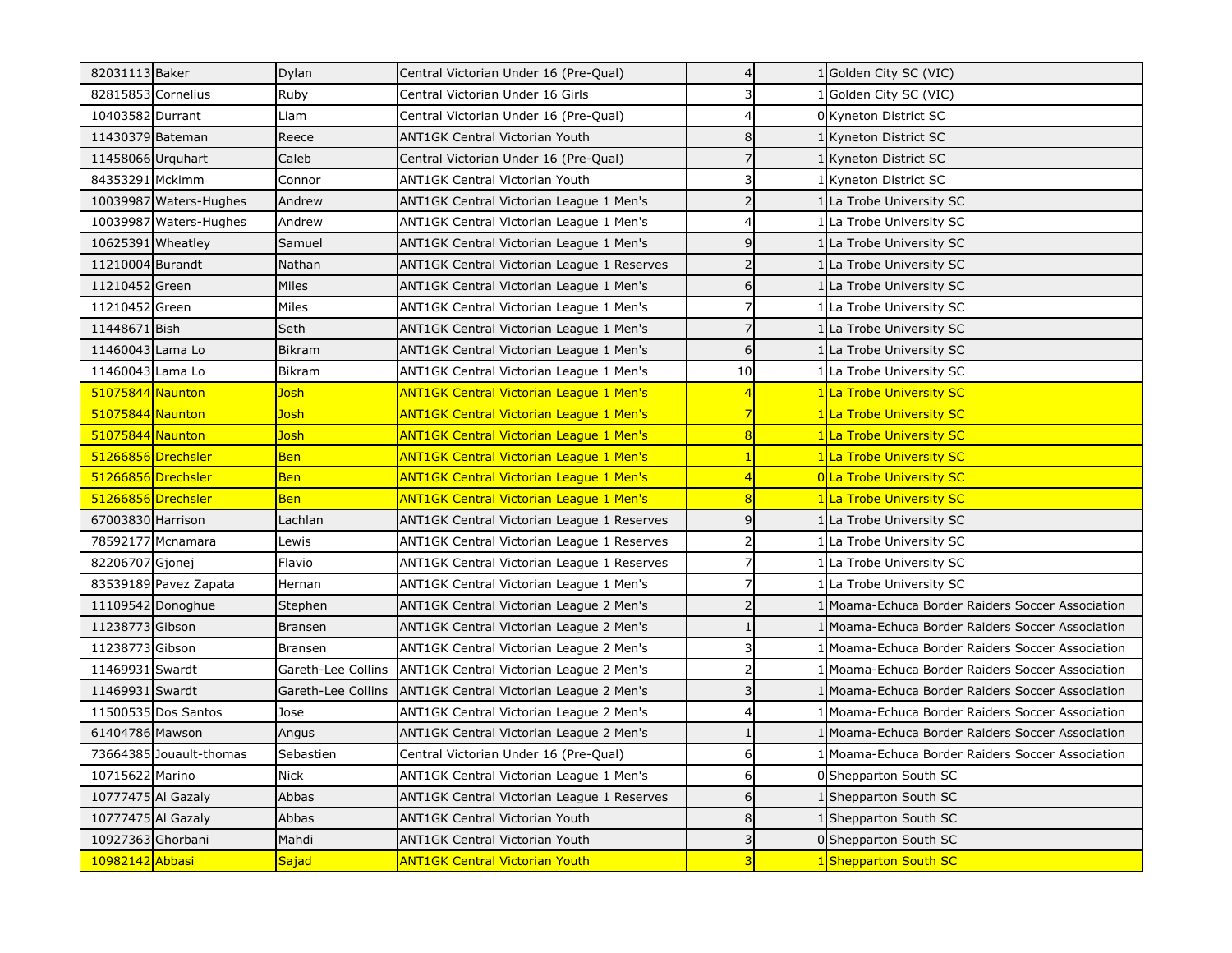| | | | | | | |
|---|---|---|---|---|---|---|
| 82031113 | Baker | Dylan | Central Victorian Under 16 (Pre-Qual) | 4 | 1 | Golden City SC (VIC) |
| 82815853 | Cornelius | Ruby | Central Victorian Under 16 Girls | 3 | 1 | Golden City SC (VIC) |
| 10403582 | Durrant | Liam | Central Victorian Under 16 (Pre-Qual) | 4 | 0 | Kyneton District SC |
| 11430379 | Bateman | Reece | ANT1GK Central Victorian Youth | 8 | 1 | Kyneton District SC |
| 11458066 | Urquhart | Caleb | Central Victorian Under 16 (Pre-Qual) | 7 | 1 | Kyneton District SC |
| 84353291 | Mckimm | Connor | ANT1GK Central Victorian Youth | 3 | 1 | Kyneton District SC |
| 10039987 | Waters-Hughes | Andrew | ANT1GK Central Victorian League 1 Men's | 2 | 1 | La Trobe University SC |
| 10039987 | Waters-Hughes | Andrew | ANT1GK Central Victorian League 1 Men's | 4 | 1 | La Trobe University SC |
| 10625391 | Wheatley | Samuel | ANT1GK Central Victorian League 1 Men's | 9 | 1 | La Trobe University SC |
| 11210004 | Burandt | Nathan | ANT1GK Central Victorian League 1 Reserves | 2 | 1 | La Trobe University SC |
| 11210452 | Green | Miles | ANT1GK Central Victorian League 1 Men's | 6 | 1 | La Trobe University SC |
| 11210452 | Green | Miles | ANT1GK Central Victorian League 1 Men's | 7 | 1 | La Trobe University SC |
| 11448671 | Bish | Seth | ANT1GK Central Victorian League 1 Men's | 7 | 1 | La Trobe University SC |
| 11460043 | Lama Lo | Bikram | ANT1GK Central Victorian League 1 Men's | 6 | 1 | La Trobe University SC |
| 11460043 | Lama Lo | Bikram | ANT1GK Central Victorian League 1 Men's | 10 | 1 | La Trobe University SC |
| 51075844 | Naunton | Josh | ANT1GK Central Victorian League 1 Men's | 4 | 1 | La Trobe University SC |
| 51075844 | Naunton | Josh | ANT1GK Central Victorian League 1 Men's | 7 | 1 | La Trobe University SC |
| 51075844 | Naunton | Josh | ANT1GK Central Victorian League 1 Men's | 8 | 1 | La Trobe University SC |
| 51266856 | Drechsler | Ben | ANT1GK Central Victorian League 1 Men's | 1 | 1 | La Trobe University SC |
| 51266856 | Drechsler | Ben | ANT1GK Central Victorian League 1 Men's | 4 | 0 | La Trobe University SC |
| 51266856 | Drechsler | Ben | ANT1GK Central Victorian League 1 Men's | 8 | 1 | La Trobe University SC |
| 67003830 | Harrison | Lachlan | ANT1GK Central Victorian League 1 Reserves | 9 | 1 | La Trobe University SC |
| 78592177 | Mcnamara | Lewis | ANT1GK Central Victorian League 1 Reserves | 2 | 1 | La Trobe University SC |
| 82206707 | Gjonej | Flavio | ANT1GK Central Victorian League 1 Reserves | 7 | 1 | La Trobe University SC |
| 83539189 | Pavez Zapata | Hernan | ANT1GK Central Victorian League 1 Men's | 7 | 1 | La Trobe University SC |
| 11109542 | Donoghue | Stephen | ANT1GK Central Victorian League 2 Men's | 2 | 1 | Moama-Echuca Border Raiders Soccer Association |
| 11238773 | Gibson | Bransen | ANT1GK Central Victorian League 2 Men's | 1 | 1 | Moama-Echuca Border Raiders Soccer Association |
| 11238773 | Gibson | Bransen | ANT1GK Central Victorian League 2 Men's | 3 | 1 | Moama-Echuca Border Raiders Soccer Association |
| 11469931 | Swardt | Gareth-Lee Collins | ANT1GK Central Victorian League 2 Men's | 2 | 1 | Moama-Echuca Border Raiders Soccer Association |
| 11469931 | Swardt | Gareth-Lee Collins | ANT1GK Central Victorian League 2 Men's | 3 | 1 | Moama-Echuca Border Raiders Soccer Association |
| 11500535 | Dos Santos | Jose | ANT1GK Central Victorian League 2 Men's | 4 | 1 | Moama-Echuca Border Raiders Soccer Association |
| 61404786 | Mawson | Angus | ANT1GK Central Victorian League 2 Men's | 1 | 1 | Moama-Echuca Border Raiders Soccer Association |
| 73664385 | Jouault-thomas | Sebastien | Central Victorian Under 16 (Pre-Qual) | 6 | 1 | Moama-Echuca Border Raiders Soccer Association |
| 10715622 | Marino | Nick | ANT1GK Central Victorian League 1 Men's | 6 | 0 | Shepparton South SC |
| 10777475 | Al Gazaly | Abbas | ANT1GK Central Victorian League 1 Reserves | 6 | 1 | Shepparton South SC |
| 10777475 | Al Gazaly | Abbas | ANT1GK Central Victorian Youth | 8 | 1 | Shepparton South SC |
| 10927363 | Ghorbani | Mahdi | ANT1GK Central Victorian Youth | 3 | 0 | Shepparton South SC |
| 10982142 | Abbasi | Sajad | ANT1GK Central Victorian Youth | 3 | 1 | Shepparton South SC |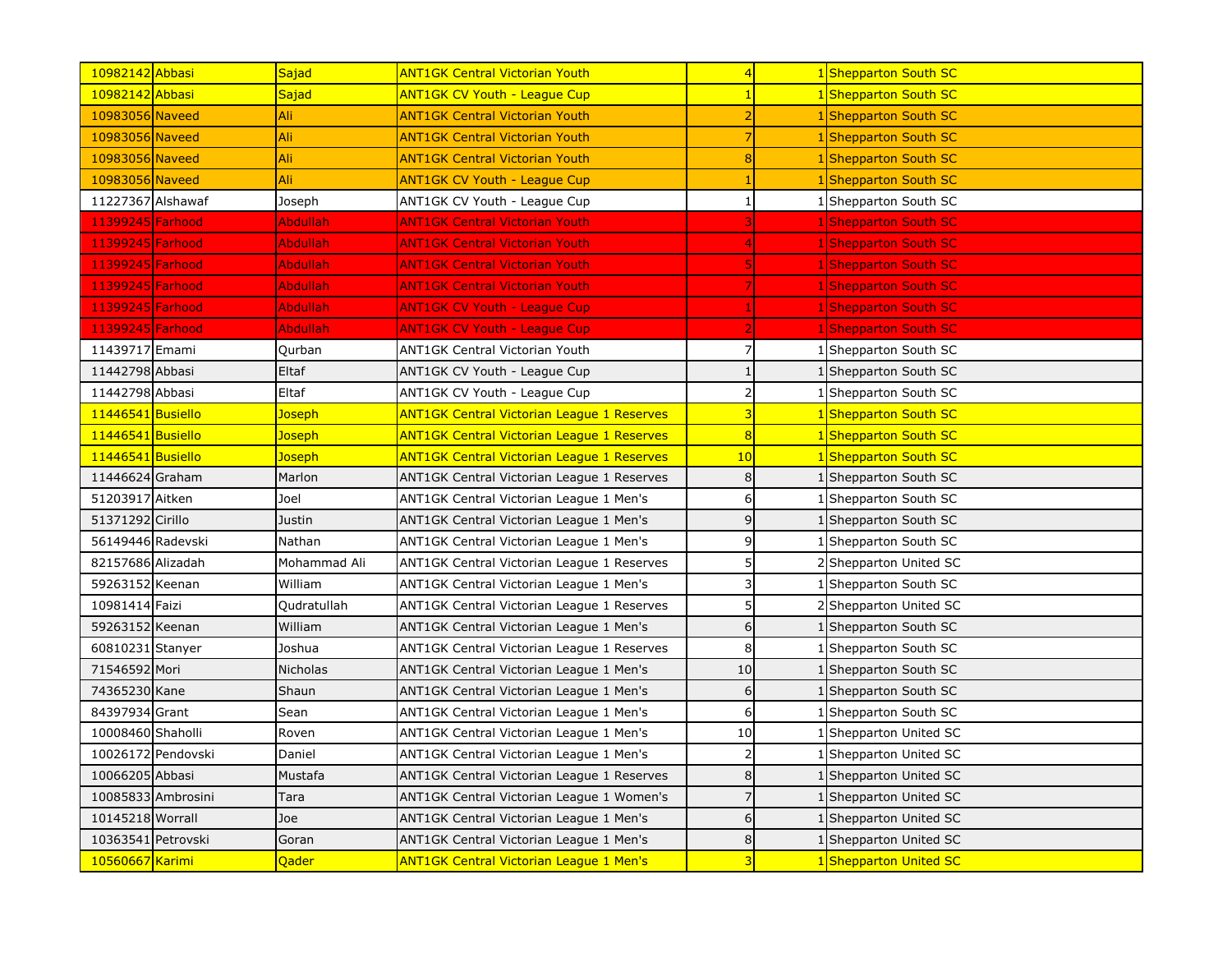| | | | | | | |
|---|---|---|---|---|---|---|
| 10982142 | Abbasi | Sajad | ANT1GK Central Victorian Youth | 4 | 1 | Shepparton South SC |
| 10982142 | Abbasi | Sajad | ANT1GK CV Youth - League Cup | 1 | 1 | Shepparton South SC |
| 10983056 | Naveed | Ali | ANT1GK Central Victorian Youth | 2 | 1 | Shepparton South SC |
| 10983056 | Naveed | Ali | ANT1GK Central Victorian Youth | 7 | 1 | Shepparton South SC |
| 10983056 | Naveed | Ali | ANT1GK Central Victorian Youth | 8 | 1 | Shepparton South SC |
| 10983056 | Naveed | Ali | ANT1GK CV Youth - League Cup | 1 | 1 | Shepparton South SC |
| 11227367 | Alshawaf | Joseph | ANT1GK CV Youth - League Cup | 1 | 1 | Shepparton South SC |
| 11399245 | Farhood | Abdullah | ANT1GK Central Victorian Youth | 3 | 1 | Shepparton South SC |
| 11399245 | Farhood | Abdullah | ANT1GK Central Victorian Youth | 4 | 1 | Shepparton South SC |
| 11399245 | Farhood | Abdullah | ANT1GK Central Victorian Youth | 5 | 1 | Shepparton South SC |
| 11399245 | Farhood | Abdullah | ANT1GK Central Victorian Youth | 7 | 1 | Shepparton South SC |
| 11399245 | Farhood | Abdullah | ANT1GK CV Youth - League Cup | 1 | 1 | Shepparton South SC |
| 11399245 | Farhood | Abdullah | ANT1GK CV Youth - League Cup | 2 | 1 | Shepparton South SC |
| 11439717 | Emami | Qurban | ANT1GK Central Victorian Youth | 7 | 1 | Shepparton South SC |
| 11442798 | Abbasi | Eltaf | ANT1GK CV Youth - League Cup | 1 | 1 | Shepparton South SC |
| 11442798 | Abbasi | Eltaf | ANT1GK CV Youth - League Cup | 2 | 1 | Shepparton South SC |
| 11446541 | Busiello | Joseph | ANT1GK Central Victorian League 1 Reserves | 3 | 1 | Shepparton South SC |
| 11446541 | Busiello | Joseph | ANT1GK Central Victorian League 1 Reserves | 8 | 1 | Shepparton South SC |
| 11446541 | Busiello | Joseph | ANT1GK Central Victorian League 1 Reserves | 10 | 1 | Shepparton South SC |
| 11446624 | Graham | Marlon | ANT1GK Central Victorian League 1 Reserves | 8 | 1 | Shepparton South SC |
| 51203917 | Aitken | Joel | ANT1GK Central Victorian League 1 Men's | 6 | 1 | Shepparton South SC |
| 51371292 | Cirillo | Justin | ANT1GK Central Victorian League 1 Men's | 9 | 1 | Shepparton South SC |
| 56149446 | Radevski | Nathan | ANT1GK Central Victorian League 1 Men's | 9 | 1 | Shepparton South SC |
| 82157686 | Alizadah | Mohammad Ali | ANT1GK Central Victorian League 1 Reserves | 5 | 2 | Shepparton United SC |
| 59263152 | Keenan | William | ANT1GK Central Victorian League 1 Men's | 3 | 1 | Shepparton South SC |
| 10981414 | Faizi | Qudratullah | ANT1GK Central Victorian League 1 Reserves | 5 | 2 | Shepparton United SC |
| 59263152 | Keenan | William | ANT1GK Central Victorian League 1 Men's | 6 | 1 | Shepparton South SC |
| 60810231 | Stanyer | Joshua | ANT1GK Central Victorian League 1 Reserves | 8 | 1 | Shepparton South SC |
| 71546592 | Mori | Nicholas | ANT1GK Central Victorian League 1 Men's | 10 | 1 | Shepparton South SC |
| 74365230 | Kane | Shaun | ANT1GK Central Victorian League 1 Men's | 6 | 1 | Shepparton South SC |
| 84397934 | Grant | Sean | ANT1GK Central Victorian League 1 Men's | 6 | 1 | Shepparton South SC |
| 10008460 | Shaholli | Roven | ANT1GK Central Victorian League 1 Men's | 10 | 1 | Shepparton United SC |
| 10026172 | Pendovski | Daniel | ANT1GK Central Victorian League 1 Men's | 2 | 1 | Shepparton United SC |
| 10066205 | Abbasi | Mustafa | ANT1GK Central Victorian League 1 Reserves | 8 | 1 | Shepparton United SC |
| 10085833 | Ambrosini | Tara | ANT1GK Central Victorian League 1 Women's | 7 | 1 | Shepparton United SC |
| 10145218 | Worrall | Joe | ANT1GK Central Victorian League 1 Men's | 6 | 1 | Shepparton United SC |
| 10363541 | Petrovski | Goran | ANT1GK Central Victorian League 1 Men's | 8 | 1 | Shepparton United SC |
| 10560667 | Karimi | Qader | ANT1GK Central Victorian League 1 Men's | 3 | 1 | Shepparton United SC |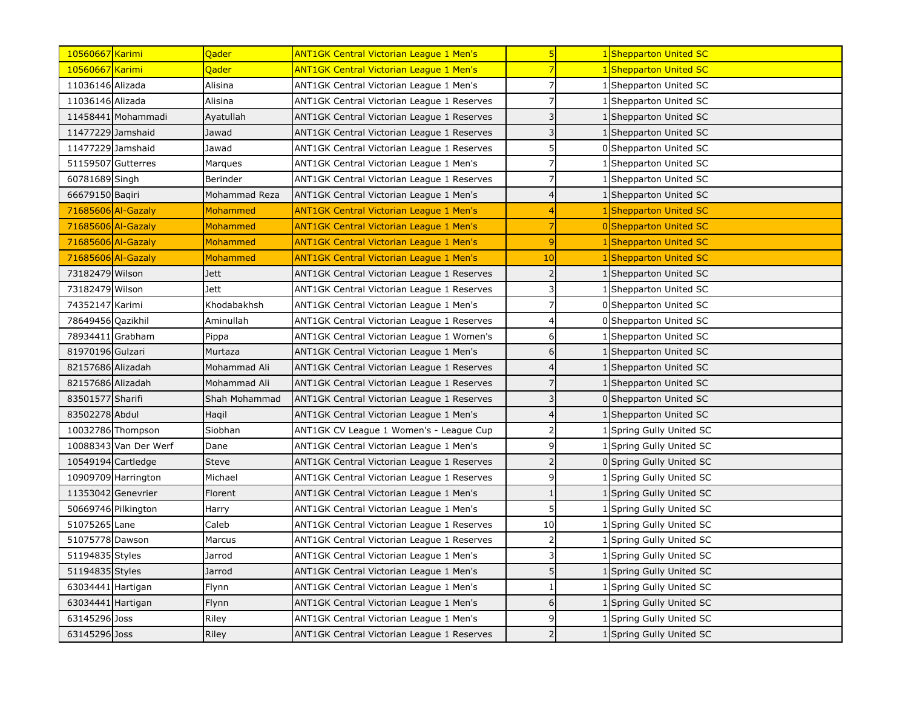| | | | | | | |
|---|---|---|---|---|---|---|
| 10560667 | Karimi | Qader | ANT1GK Central Victorian League 1 Men's | 5 | 1 | Shepparton United SC |
| 10560667 | Karimi | Qader | ANT1GK Central Victorian League 1 Men's | 7 | 1 | Shepparton United SC |
| 11036146 | Alizada | Alisina | ANT1GK Central Victorian League 1 Men's | 7 | 1 | Shepparton United SC |
| 11036146 | Alizada | Alisina | ANT1GK Central Victorian League 1 Reserves | 7 | 1 | Shepparton United SC |
| 11458441 | Mohammadi | Ayatullah | ANT1GK Central Victorian League 1 Reserves | 3 | 1 | Shepparton United SC |
| 11477229 | Jamshaid | Jawad | ANT1GK Central Victorian League 1 Reserves | 3 | 1 | Shepparton United SC |
| 11477229 | Jamshaid | Jawad | ANT1GK Central Victorian League 1 Reserves | 5 | 0 | Shepparton United SC |
| 51159507 | Gutterres | Marques | ANT1GK Central Victorian League 1 Men's | 7 | 1 | Shepparton United SC |
| 60781689 | Singh | Berinder | ANT1GK Central Victorian League 1 Reserves | 7 | 1 | Shepparton United SC |
| 66679150 | Baqiri | Mohammad Reza | ANT1GK Central Victorian League 1 Men's | 4 | 1 | Shepparton United SC |
| 71685606 | Al-Gazaly | Mohammed | ANT1GK Central Victorian League 1 Men's | 4 | 1 | Shepparton United SC |
| 71685606 | Al-Gazaly | Mohammed | ANT1GK Central Victorian League 1 Men's | 7 | 0 | Shepparton United SC |
| 71685606 | Al-Gazaly | Mohammed | ANT1GK Central Victorian League 1 Men's | 9 | 1 | Shepparton United SC |
| 71685606 | Al-Gazaly | Mohammed | ANT1GK Central Victorian League 1 Men's | 10 | 1 | Shepparton United SC |
| 73182479 | Wilson | Jett | ANT1GK Central Victorian League 1 Reserves | 2 | 1 | Shepparton United SC |
| 73182479 | Wilson | Jett | ANT1GK Central Victorian League 1 Reserves | 3 | 1 | Shepparton United SC |
| 74352147 | Karimi | Khodabakhsh | ANT1GK Central Victorian League 1 Men's | 7 | 0 | Shepparton United SC |
| 78649456 | Qazikhil | Aminullah | ANT1GK Central Victorian League 1 Reserves | 4 | 0 | Shepparton United SC |
| 78934411 | Grabham | Pippa | ANT1GK Central Victorian League 1 Women's | 6 | 1 | Shepparton United SC |
| 81970196 | Gulzari | Murtaza | ANT1GK Central Victorian League 1 Men's | 6 | 1 | Shepparton United SC |
| 82157686 | Alizadah | Mohammad Ali | ANT1GK Central Victorian League 1 Reserves | 4 | 1 | Shepparton United SC |
| 82157686 | Alizadah | Mohammad Ali | ANT1GK Central Victorian League 1 Reserves | 7 | 1 | Shepparton United SC |
| 83501577 | Sharifi | Shah Mohammad | ANT1GK Central Victorian League 1 Reserves | 3 | 0 | Shepparton United SC |
| 83502278 | Abdul | Haqil | ANT1GK Central Victorian League 1 Men's | 4 | 1 | Shepparton United SC |
| 10032786 | Thompson | Siobhan | ANT1GK CV League 1 Women's - League Cup | 2 | 1 | Spring Gully United SC |
| 10088343 | Van Der Werf | Dane | ANT1GK Central Victorian League 1 Men's | 9 | 1 | Spring Gully United SC |
| 10549194 | Cartledge | Steve | ANT1GK Central Victorian League 1 Reserves | 2 | 0 | Spring Gully United SC |
| 10909709 | Harrington | Michael | ANT1GK Central Victorian League 1 Reserves | 9 | 1 | Spring Gully United SC |
| 11353042 | Genevrier | Florent | ANT1GK Central Victorian League 1 Men's | 1 | 1 | Spring Gully United SC |
| 50669746 | Pilkington | Harry | ANT1GK Central Victorian League 1 Men's | 5 | 1 | Spring Gully United SC |
| 51075265 | Lane | Caleb | ANT1GK Central Victorian League 1 Reserves | 10 | 1 | Spring Gully United SC |
| 51075778 | Dawson | Marcus | ANT1GK Central Victorian League 1 Reserves | 2 | 1 | Spring Gully United SC |
| 51194835 | Styles | Jarrod | ANT1GK Central Victorian League 1 Men's | 3 | 1 | Spring Gully United SC |
| 51194835 | Styles | Jarrod | ANT1GK Central Victorian League 1 Men's | 5 | 1 | Spring Gully United SC |
| 63034441 | Hartigan | Flynn | ANT1GK Central Victorian League 1 Men's | 1 | 1 | Spring Gully United SC |
| 63034441 | Hartigan | Flynn | ANT1GK Central Victorian League 1 Men's | 6 | 1 | Spring Gully United SC |
| 63145296 | Joss | Riley | ANT1GK Central Victorian League 1 Men's | 9 | 1 | Spring Gully United SC |
| 63145296 | Joss | Riley | ANT1GK Central Victorian League 1 Reserves | 2 | 1 | Spring Gully United SC |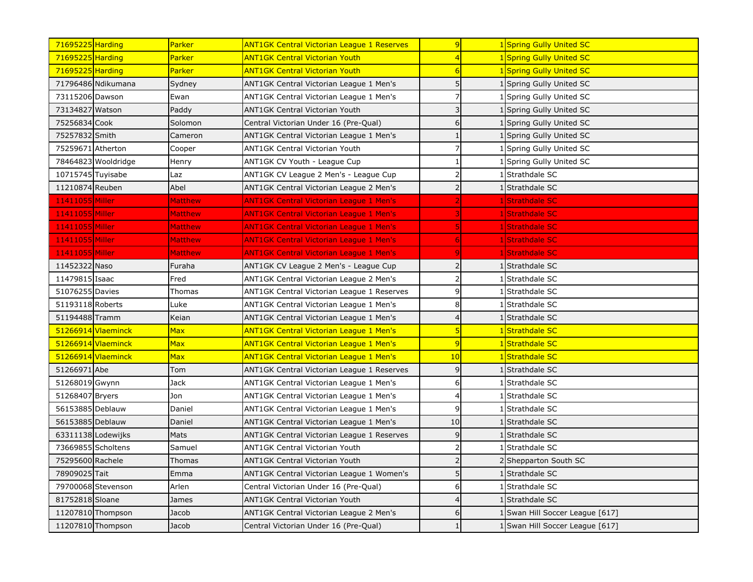| | | | | | | |
|---|---|---|---|---|---|---|
| 71695225 | Harding | Parker | ANT1GK Central Victorian League 1 Reserves | 9 | 1 | Spring Gully United SC |
| 71695225 | Harding | Parker | ANT1GK Central Victorian Youth | 4 | 1 | Spring Gully United SC |
| 71695225 | Harding | Parker | ANT1GK Central Victorian Youth | 6 | 1 | Spring Gully United SC |
| 71796486 | Ndikumana | Sydney | ANT1GK Central Victorian League 1 Men's | 5 | 1 | Spring Gully United SC |
| 73115206 | Dawson | Ewan | ANT1GK Central Victorian League 1 Men's | 7 | 1 | Spring Gully United SC |
| 73134827 | Watson | Paddy | ANT1GK Central Victorian Youth | 3 | 1 | Spring Gully United SC |
| 75256834 | Cook | Solomon | Central Victorian Under 16 (Pre-Qual) | 6 | 1 | Spring Gully United SC |
| 75257832 | Smith | Cameron | ANT1GK Central Victorian League 1 Men's | 1 | 1 | Spring Gully United SC |
| 75259671 | Atherton | Cooper | ANT1GK Central Victorian Youth | 7 | 1 | Spring Gully United SC |
| 78464823 | Wooldridge | Henry | ANT1GK CV Youth - League Cup | 1 | 1 | Spring Gully United SC |
| 10715745 | Tuyisabe | Laz | ANT1GK CV League 2 Men's - League Cup | 2 | 1 | Strathdale SC |
| 11210874 | Reuben | Abel | ANT1GK Central Victorian League 2 Men's | 2 | 1 | Strathdale SC |
| 11411055 | Miller | Matthew | ANT1GK Central Victorian League 1 Men's | 2 | 1 | Strathdale SC |
| 11411055 | Miller | Matthew | ANT1GK Central Victorian League 1 Men's | 3 | 1 | Strathdale SC |
| 11411055 | Miller | Matthew | ANT1GK Central Victorian League 1 Men's | 5 | 1 | Strathdale SC |
| 11411055 | Miller | Matthew | ANT1GK Central Victorian League 1 Men's | 6 | 1 | Strathdale SC |
| 11411055 | Miller | Matthew | ANT1GK Central Victorian League 1 Men's | 9 | 1 | Strathdale SC |
| 11452322 | Naso | Furaha | ANT1GK CV League 2 Men's - League Cup | 2 | 1 | Strathdale SC |
| 11479815 | Isaac | Fred | ANT1GK Central Victorian League 2 Men's | 2 | 1 | Strathdale SC |
| 51076255 | Davies | Thomas | ANT1GK Central Victorian League 1 Reserves | 9 | 1 | Strathdale SC |
| 51193118 | Roberts | Luke | ANT1GK Central Victorian League 1 Men's | 8 | 1 | Strathdale SC |
| 51194488 | Tramm | Keian | ANT1GK Central Victorian League 1 Men's | 4 | 1 | Strathdale SC |
| 51266914 | Vlaeminck | Max | ANT1GK Central Victorian League 1 Men's | 5 | 1 | Strathdale SC |
| 51266914 | Vlaeminck | Max | ANT1GK Central Victorian League 1 Men's | 9 | 1 | Strathdale SC |
| 51266914 | Vlaeminck | Max | ANT1GK Central Victorian League 1 Men's | 10 | 1 | Strathdale SC |
| 51266971 | Abe | Tom | ANT1GK Central Victorian League 1 Reserves | 9 | 1 | Strathdale SC |
| 51268019 | Gwynn | Jack | ANT1GK Central Victorian League 1 Men's | 6 | 1 | Strathdale SC |
| 51268407 | Bryers | Jon | ANT1GK Central Victorian League 1 Men's | 4 | 1 | Strathdale SC |
| 56153885 | Deblauw | Daniel | ANT1GK Central Victorian League 1 Men's | 9 | 1 | Strathdale SC |
| 56153885 | Deblauw | Daniel | ANT1GK Central Victorian League 1 Men's | 10 | 1 | Strathdale SC |
| 63311138 | Lodewijks | Mats | ANT1GK Central Victorian League 1 Reserves | 9 | 1 | Strathdale SC |
| 73669855 | Scholtens | Samuel | ANT1GK Central Victorian Youth | 2 | 1 | Strathdale SC |
| 75295600 | Rachele | Thomas | ANT1GK Central Victorian Youth | 2 | 2 | Shepparton South SC |
| 78909025 | Tait | Emma | ANT1GK Central Victorian League 1 Women's | 5 | 1 | Strathdale SC |
| 79700068 | Stevenson | Arlen | Central Victorian Under 16 (Pre-Qual) | 6 | 1 | Strathdale SC |
| 81752818 | Sloane | James | ANT1GK Central Victorian Youth | 4 | 1 | Strathdale SC |
| 11207810 | Thompson | Jacob | ANT1GK Central Victorian League 2 Men's | 6 | 1 | Swan Hill Soccer League [617] |
| 11207810 | Thompson | Jacob | Central Victorian Under 16 (Pre-Qual) | 1 | 1 | Swan Hill Soccer League [617] |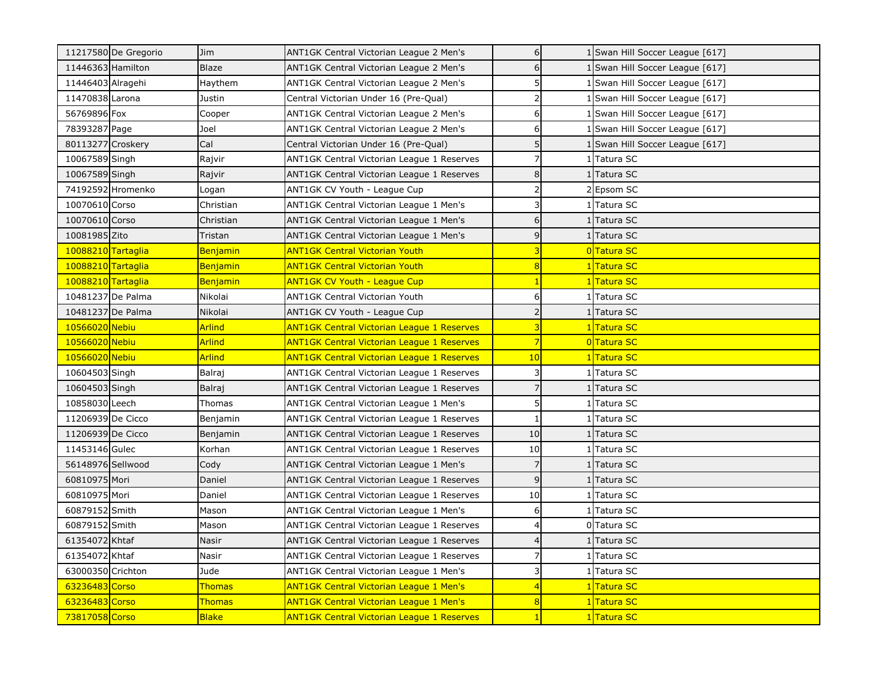| | | | | | | |
|---|---|---|---|---|---|---|
| 11217580 | De Gregorio | Jim | ANT1GK Central Victorian League 2 Men's | 6 | 1 | Swan Hill Soccer League [617] |
| 11446363 | Hamilton | Blaze | ANT1GK Central Victorian League 2 Men's | 6 | 1 | Swan Hill Soccer League [617] |
| 11446403 | Alragehi | Haythem | ANT1GK Central Victorian League 2 Men's | 5 | 1 | Swan Hill Soccer League [617] |
| 11470838 | Larona | Justin | Central Victorian Under 16 (Pre-Qual) | 2 | 1 | Swan Hill Soccer League [617] |
| 56769896 | Fox | Cooper | ANT1GK Central Victorian League 2 Men's | 6 | 1 | Swan Hill Soccer League [617] |
| 78393287 | Page | Joel | ANT1GK Central Victorian League 2 Men's | 6 | 1 | Swan Hill Soccer League [617] |
| 80113277 | Croskery | Cal | Central Victorian Under 16 (Pre-Qual) | 5 | 1 | Swan Hill Soccer League [617] |
| 10067589 | Singh | Rajvir | ANT1GK Central Victorian League 1 Reserves | 7 | 1 | Tatura SC |
| 10067589 | Singh | Rajvir | ANT1GK Central Victorian League 1 Reserves | 8 | 1 | Tatura SC |
| 74192592 | Hromenko | Logan | ANT1GK CV Youth - League Cup | 2 | 2 | Epsom SC |
| 10070610 | Corso | Christian | ANT1GK Central Victorian League 1 Men's | 3 | 1 | Tatura SC |
| 10070610 | Corso | Christian | ANT1GK Central Victorian League 1 Men's | 6 | 1 | Tatura SC |
| 10081985 | Zito | Tristan | ANT1GK Central Victorian League 1 Men's | 9 | 1 | Tatura SC |
| 10088210 | Tartaglia | Benjamin | ANT1GK Central Victorian Youth | 3 | 0 | Tatura SC |
| 10088210 | Tartaglia | Benjamin | ANT1GK Central Victorian Youth | 8 | 1 | Tatura SC |
| 10088210 | Tartaglia | Benjamin | ANT1GK CV Youth - League Cup | 1 | 1 | Tatura SC |
| 10481237 | De Palma | Nikolai | ANT1GK Central Victorian Youth | 6 | 1 | Tatura SC |
| 10481237 | De Palma | Nikolai | ANT1GK CV Youth - League Cup | 2 | 1 | Tatura SC |
| 10566020 | Nebiu | Arlind | ANT1GK Central Victorian League 1 Reserves | 3 | 1 | Tatura SC |
| 10566020 | Nebiu | Arlind | ANT1GK Central Victorian League 1 Reserves | 7 | 0 | Tatura SC |
| 10566020 | Nebiu | Arlind | ANT1GK Central Victorian League 1 Reserves | 10 | 1 | Tatura SC |
| 10604503 | Singh | Balraj | ANT1GK Central Victorian League 1 Reserves | 3 | 1 | Tatura SC |
| 10604503 | Singh | Balraj | ANT1GK Central Victorian League 1 Reserves | 7 | 1 | Tatura SC |
| 10858030 | Leech | Thomas | ANT1GK Central Victorian League 1 Men's | 5 | 1 | Tatura SC |
| 11206939 | De Cicco | Benjamin | ANT1GK Central Victorian League 1 Reserves | 1 | 1 | Tatura SC |
| 11206939 | De Cicco | Benjamin | ANT1GK Central Victorian League 1 Reserves | 10 | 1 | Tatura SC |
| 11453146 | Gulec | Korhan | ANT1GK Central Victorian League 1 Reserves | 10 | 1 | Tatura SC |
| 56148976 | Sellwood | Cody | ANT1GK Central Victorian League 1 Men's | 7 | 1 | Tatura SC |
| 60810975 | Mori | Daniel | ANT1GK Central Victorian League 1 Reserves | 9 | 1 | Tatura SC |
| 60810975 | Mori | Daniel | ANT1GK Central Victorian League 1 Reserves | 10 | 1 | Tatura SC |
| 60879152 | Smith | Mason | ANT1GK Central Victorian League 1 Men's | 6 | 1 | Tatura SC |
| 60879152 | Smith | Mason | ANT1GK Central Victorian League 1 Reserves | 4 | 0 | Tatura SC |
| 61354072 | Khtaf | Nasir | ANT1GK Central Victorian League 1 Reserves | 4 | 1 | Tatura SC |
| 61354072 | Khtaf | Nasir | ANT1GK Central Victorian League 1 Reserves | 7 | 1 | Tatura SC |
| 63000350 | Crichton | Jude | ANT1GK Central Victorian League 1 Men's | 3 | 1 | Tatura SC |
| 63236483 | Corso | Thomas | ANT1GK Central Victorian League 1 Men's | 4 | 1 | Tatura SC |
| 63236483 | Corso | Thomas | ANT1GK Central Victorian League 1 Men's | 8 | 1 | Tatura SC |
| 73817058 | Corso | Blake | ANT1GK Central Victorian League 1 Reserves | 1 | 1 | Tatura SC |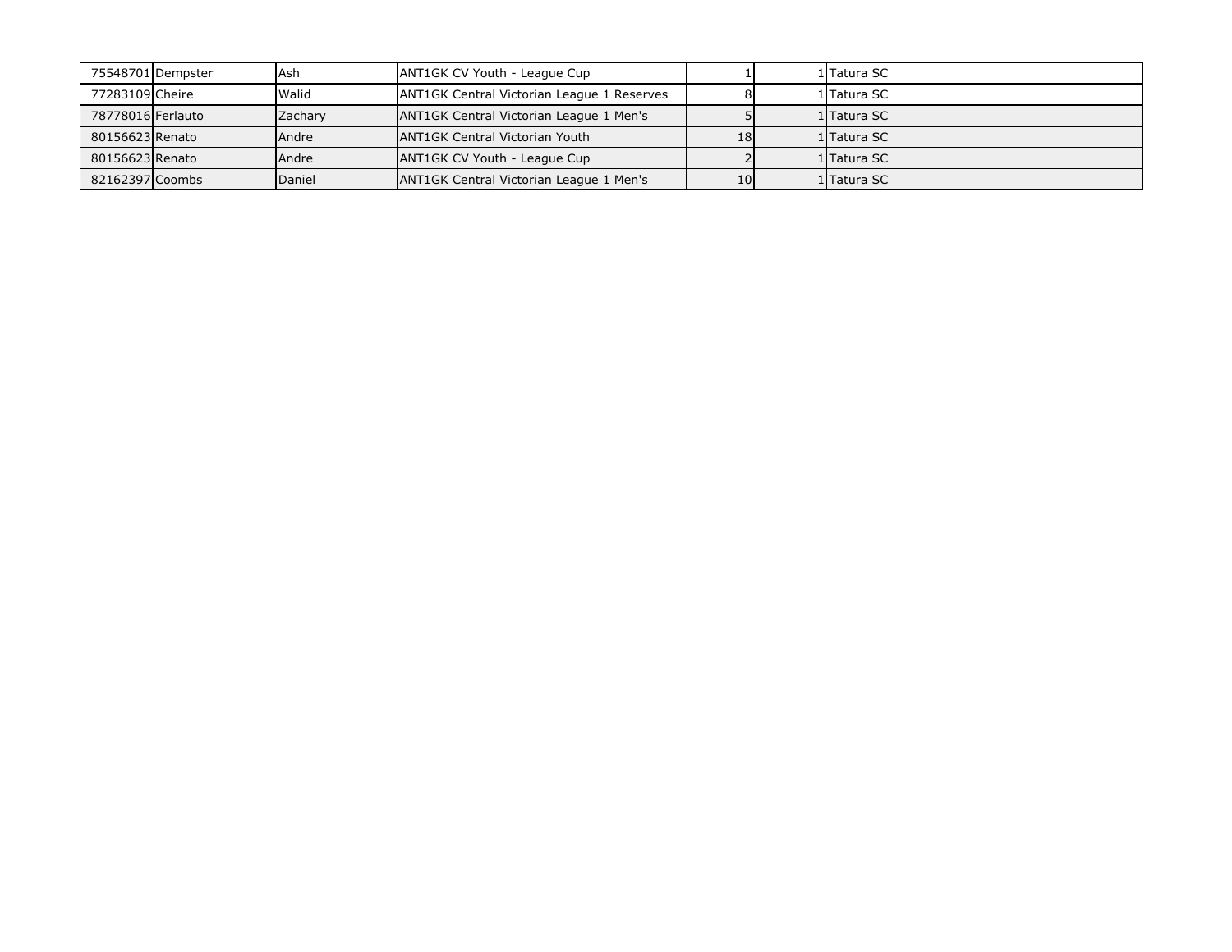| | | | | | | |
|---|---|---|---|---|---|---|
| 75548701 | Dempster | Ash | ANT1GK CV Youth - League Cup | 1 | 1 | Tatura SC |
| 77283109 | Cheire | Walid | ANT1GK Central Victorian League 1 Reserves | 8 | 1 | Tatura SC |
| 78778016 | Ferlauto | Zachary | ANT1GK Central Victorian League 1 Men's | 5 | 1 | Tatura SC |
| 80156623 | Renato | Andre | ANT1GK Central Victorian Youth | 18 | 1 | Tatura SC |
| 80156623 | Renato | Andre | ANT1GK CV Youth - League Cup | 2 | 1 | Tatura SC |
| 82162397 | Coombs | Daniel | ANT1GK Central Victorian League 1 Men's | 10 | 1 | Tatura SC |